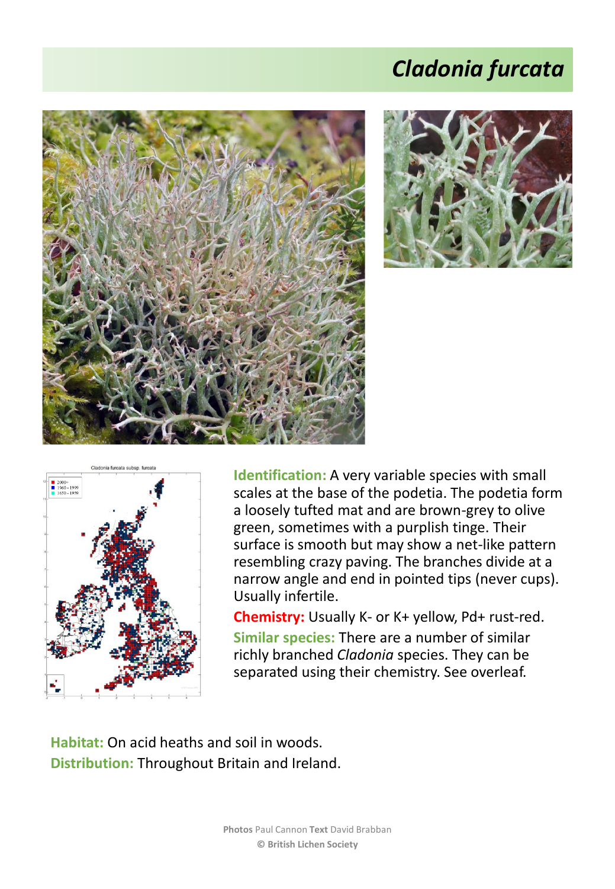# *Cladonia furcata*

**Identification:** A very variable species with small scales at the base of the podetia. The podetia form a loosely tufted mat and are brown-grey to olive green, sometimes with a purplish tinge. Their surface is smooth but may show a net-like pattern resembling crazy paving. The branches divide at a narrow angle and end in pointed tips (never cups). Usually infertile.

**Chemistry:** Usually K- or K+ yellow, Pd+ rust-red.

**Similar species:** There are a number of similar richly branched *Cladonia* species. They can be separated using their chemistry. See overleaf.

**Habitat:** On acid heaths and soil in woods.

**Distribution:** Throughout Britain and Ireland.

**Photos** Paul Cannon **Text** David Brabban
© British Lichen Society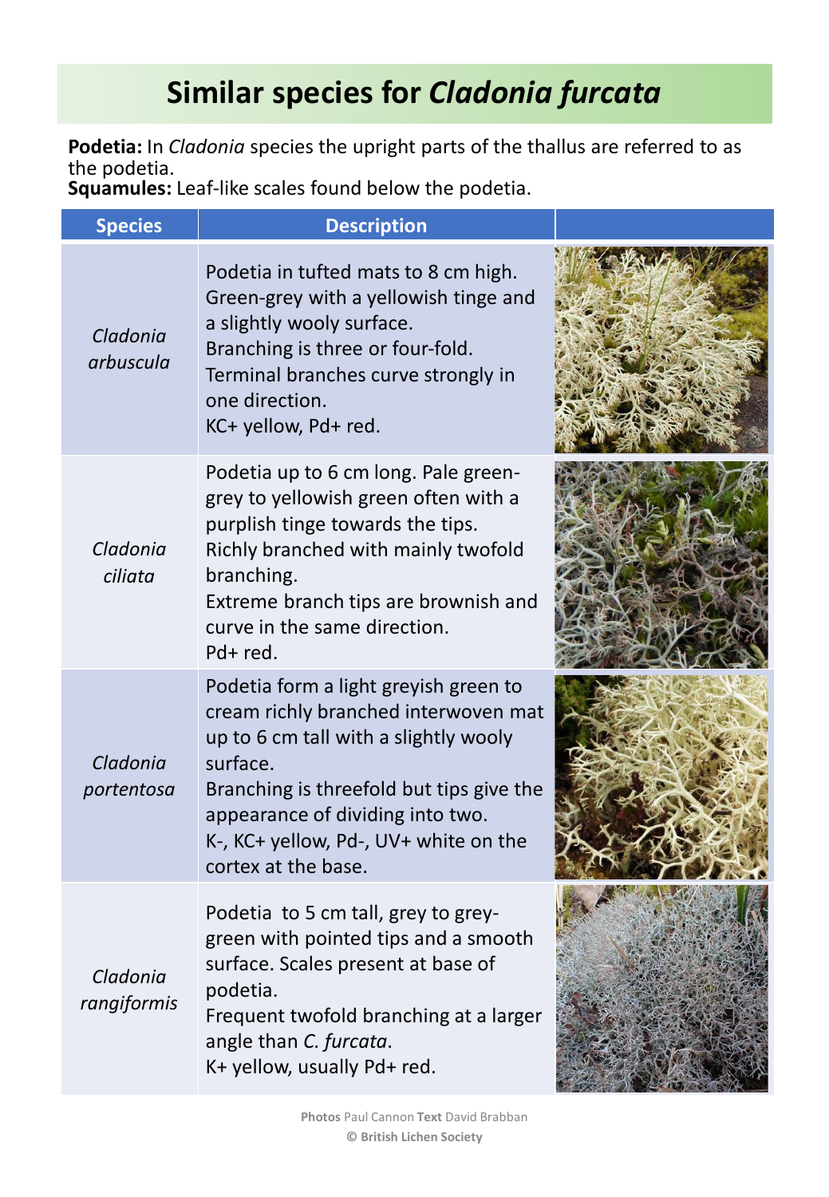# Similar species for *Cladonia furcata*

**Podetia:** In *Cladonia* species the upright parts of the thallus are referred to as the podetia.
**Squamules:** Leaf-like scales found below the podetia.

| Species | Description | |
|---|---|---|
| *Cladonia arbuscula* | Podetia in tufted mats to 8 cm high. Green-grey with a yellowish tinge and a slightly wooly surface. Branching is three or four-fold. Terminal branches curve strongly in one direction. KC+ yellow, Pd+ red. | |
| *Cladonia ciliata* | Podetia up to 6 cm long. Pale green-grey to yellowish green often with a purplish tinge towards the tips. Richly branched with mainly twofold branching. Extreme branch tips are brownish and curve in the same direction. Pd+ red. | |
| *Cladonia portentosa* | Podetia form a light greyish green to cream richly branched interwoven mat up to 6 cm tall with a slightly wooly surface. Branching is threefold but tips give the appearance of dividing into two. K-, KC+ yellow, Pd-, UV+ white on the cortex at the base. | |
| *Cladonia rangiformis* | Podetia to 5 cm tall, grey to grey-green with pointed tips and a smooth surface. Scales present at base of podetia. Frequent twofold branching at a larger angle than *C. furcata*. K+ yellow, usually Pd+ red. | |

**Photos** Paul Cannon **Text** David Brabban
**© British Lichen Society**